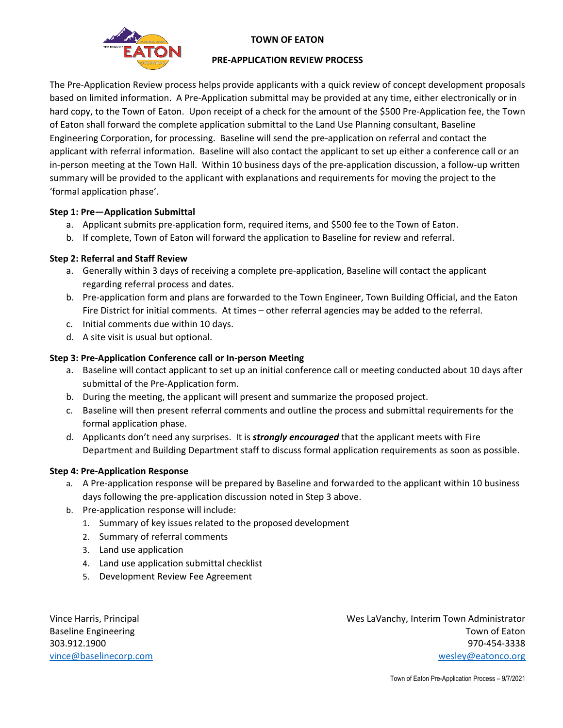# TOWN OF EATON

## PRE-APPLICATION REVIEW PROCESS

The Pre-Application Review process helps provide applicants with a quick review of concept development proposals based on limited information. A Pre-Application submittal may be provided at any time, either electronically or in hard copy, to the Town of Eaton. Upon receipt of a check for the amount of the $500 Pre-Application fee, the Town of Eaton shall forward the complete application submittal to the Land Use Planning consultant, Baseline Engineering Corporation, for processing. Baseline will send the pre-application on referral and contact the applicant with referral information. Baseline will also contact the applicant to set up either a conference call or an in-person meeting at the Town Hall. Within 10 business days of the pre-application discussion, a follow-up written summary will be provided to the applicant with explanations and requirements for moving the project to the 'formal application phase'.

**Step 1: Pre—Application Submittal**

a. Applicant submits pre-application form, required items, and $500 fee to the Town of Eaton.
b. If complete, Town of Eaton will forward the application to Baseline for review and referral.

**Step 2: Referral and Staff Review**

a. Generally within 3 days of receiving a complete pre-application, Baseline will contact the applicant regarding referral process and dates.
b. Pre-application form and plans are forwarded to the Town Engineer, Town Building Official, and the Eaton Fire District for initial comments. At times – other referral agencies may be added to the referral.
c. Initial comments due within 10 days.
d. A site visit is usual but optional.

**Step 3: Pre-Application Conference call or In-person Meeting**

a. Baseline will contact applicant to set up an initial conference call or meeting conducted about 10 days after submittal of the Pre-Application form.
b. During the meeting, the applicant will present and summarize the proposed project.
c. Baseline will then present referral comments and outline the process and submittal requirements for the formal application phase.
d. Applicants don't need any surprises. It is ***strongly encouraged*** that the applicant meets with Fire Department and Building Department staff to discuss formal application requirements as soon as possible.

**Step 4: Pre-Application Response**

a. A Pre-application response will be prepared by Baseline and forwarded to the applicant within 10 business days following the pre-application discussion noted in Step 3 above.
b. Pre-application response will include:
   1. Summary of key issues related to the proposed development
   2. Summary of referral comments
   3. Land use application
   4. Land use application submittal checklist
   5. Development Review Fee Agreement

Vince Harris, Principal
Baseline Engineering
303.912.1900
vince@baselinecorp.com

Wes LaVanchy, Interim Town Administrator
Town of Eaton
970-454-3338
wesley@eatonco.org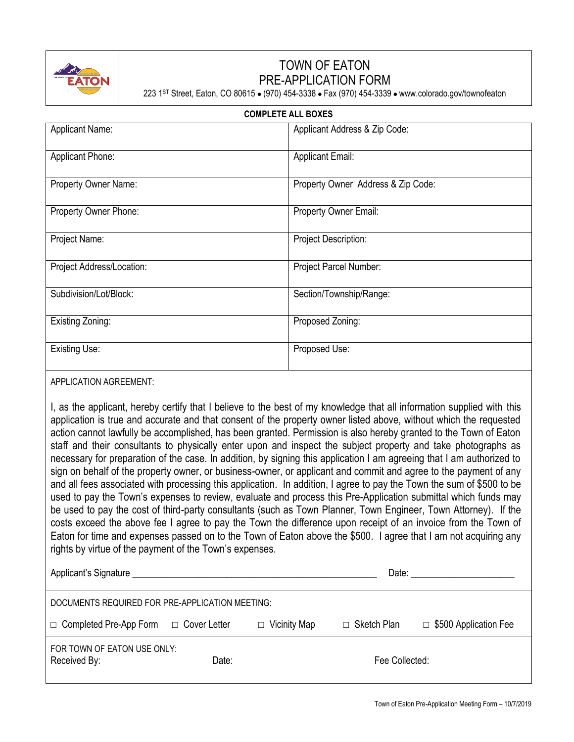# TOWN OF EATON
## PRE-APPLICATION FORM

223 1ST Street, Eaton, CO 80615 • (970) 454-3338 • Fax (970) 454-3339 • www.colorado.gov/townofeaton

**COMPLETE ALL BOXES**

| | |
|---|---|
| Applicant Name: | Applicant Address & Zip Code: |
| Applicant Phone: | Applicant Email: |
| Property Owner Name: | Property Owner Address & Zip Code: |
| Property Owner Phone: | Property Owner Email: |
| Project Name: | Project Description: |
| Project Address/Location: | Project Parcel Number: |
| Subdivision/Lot/Block: | Section/Township/Range: |
| Existing Zoning: | Proposed Zoning: |
| Existing Use: | Proposed Use: |

APPLICATION AGREEMENT:

I, as the applicant, hereby certify that I believe to the best of my knowledge that all information supplied with this application is true and accurate and that consent of the property owner listed above, without which the requested action cannot lawfully be accomplished, has been granted. Permission is also hereby granted to the Town of Eaton staff and their consultants to physically enter upon and inspect the subject property and take photographs as necessary for preparation of the case. In addition, by signing this application I am agreeing that I am authorized to sign on behalf of the property owner, or business-owner, or applicant and commit and agree to the payment of any and all fees associated with processing this application. In addition, I agree to pay the Town the sum of $500 to be used to pay the Town's expenses to review, evaluate and process this Pre-Application submittal which funds may be used to pay the cost of third-party consultants (such as Town Planner, Town Engineer, Town Attorney). If the costs exceed the above fee I agree to pay the Town the difference upon receipt of an invoice from the Town of Eaton for time and expenses passed on to the Town of Eaton above the $500. I agree that I am not acquiring any rights by virtue of the payment of the Town's expenses.

Applicant's Signature ______________________________ Date: ________________

DOCUMENTS REQUIRED FOR PRE-APPLICATION MEETING:

□ Completed Pre-App Form □ Cover Letter □ Vicinity Map □ Sketch Plan □ $500 Application Fee

FOR TOWN OF EATON USE ONLY:
Received By: Date: Fee Collected:

Town of Eaton Pre-Application Meeting Form – 10/7/2019